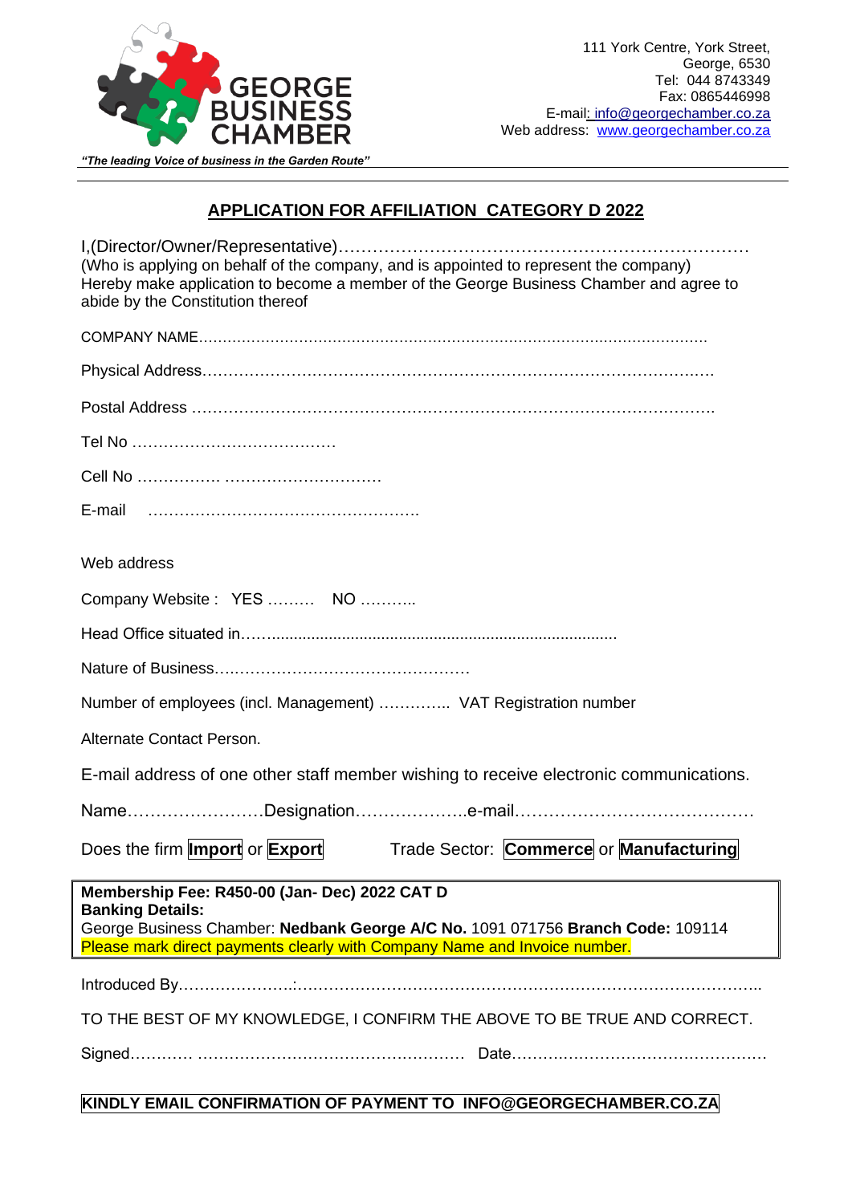GEORGE BUSINESS CHAMBER

111 York Centre, York Street,
George, 6530
Tel: 044 8743349
Fax: 0865446998
E-mail: info@georgechamber.co.za
Web address: www.georgechamber.co.za

*"The leading Voice of business in the Garden Route"*

## APPLICATION FOR AFFILIATION CATEGORY D 2022

I,(Director/Owner/Representative)……………………………………………………………
(Who is applying on behalf of the company, and is appointed to represent the company)
Hereby make application to become a member of the George Business Chamber and agree to abide by the Constitution thereof

COMPANY NAME………………………………………………………………………………………….

Physical Address…………………………………………………………………………………….

Postal Address …………………………………………………………………………………….

Tel No ……………………………….

Cell No ……………. ………………………..

E-mail ………………………………………….

Web address

Company Website : YES ……… NO ………..

Head Office situated in……...................................................................................

Nature of Business………………………………………

Number of employees (incl. Management) ………….. VAT Registration number

Alternate Contact Person.

E-mail address of one other staff member wishing to receive electronic communications.

Name……………………Designation………………..e-mail……………………………………

Does the firm **Import** or **Export** Trade Sector: **Commerce** or **Manufacturing**

**Membership Fee: R450-00 (Jan- Dec) 2022 CAT D**
**Banking Details:**
George Business Chamber: **Nedbank George A/C No.** 1091 071756 **Branch Code:** 109114
Please mark direct payments clearly with Company Name and Invoice number.

Introduced By…………………:…………………………………………………………………………..

TO THE BEST OF MY KNOWLEDGE, I CONFIRM THE ABOVE TO BE TRUE AND CORRECT.

Signed………… …………………………………………… Date…………………………………………

**KINDLY EMAIL CONFIRMATION OF PAYMENT TO INFO@GEORGECHAMBER.CO.ZA**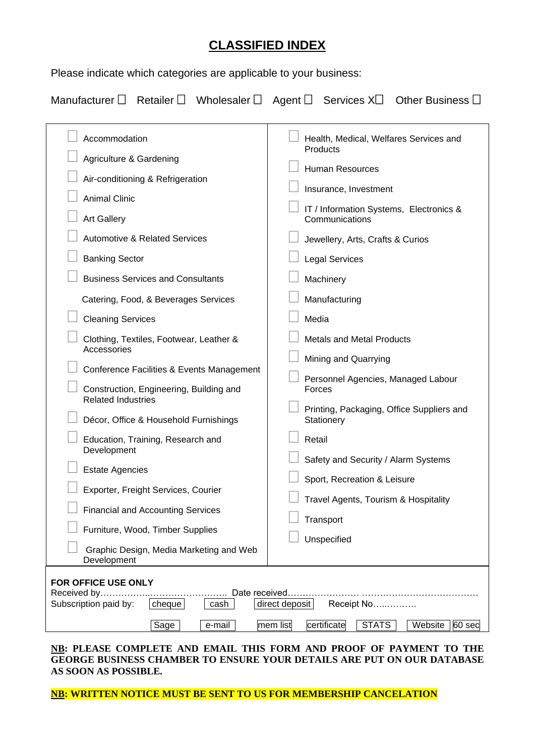# CLASSIFIED INDEX

Please indicate which categories are applicable to your business:

Manufacturer ☐ Retailer ☐ Wholesaler ☐ Agent ☐ Services X☐ Other Business ☐

| | |
|---|---|
| ☐ Accommodation | ☐ Health, Medical, Welfares Services and Products |
| ☐ Agriculture & Gardening | ☐ Human Resources |
| ☐ Air-conditioning & Refrigeration | ☐ Insurance, Investment |
| ☐ Animal Clinic | ☐ IT / Information Systems, Electronics & Communications |
| ☐ Art Gallery | ☐ Jewellery, Arts, Crafts & Curios |
| ☐ Automotive & Related Services | ☐ Legal Services |
| ☐ Banking Sector | ☐ Machinery |
| ☐ Business Services and Consultants | ☐ Manufacturing |
| Catering, Food, & Beverages Services | ☐ Media |
| ☐ Cleaning Services | ☐ Metals and Metal Products |
| ☐ Clothing, Textiles, Footwear, Leather & Accessories | ☐ Mining and Quarrying |
| ☐ Conference Facilities & Events Management | ☐ Personnel Agencies, Managed Labour Forces |
| ☐ Construction, Engineering, Building and Related Industries | ☐ Printing, Packaging, Office Suppliers and Stationery |
| ☐ Décor, Office & Household Furnishings | ☐ Retail |
| ☐ Education, Training, Research and Development | ☐ Safety and Security / Alarm Systems |
| ☐ Estate Agencies | ☐ Sport, Recreation & Leisure |
| ☐ Exporter, Freight Services, Courier | ☐ Travel Agents, Tourism & Hospitality |
| ☐ Financial and Accounting Services | ☐ Transport |
| ☐ Furniture, Wood, Timber Supplies | ☐ Unspecified |
| ☐ Graphic Design, Media Marketing and Web Development | |

**FOR OFFICE USE ONLY**

Received by……………..…………………….. Date received…………………… …………………………………

Subscription paid by: cheque cash direct deposit Receipt No…..……….

Sage e-mail mem list certificate STATS Website 60 sec

**NB: PLEASE COMPLETE AND EMAIL THIS FORM AND PROOF OF PAYMENT TO THE GEORGE BUSINESS CHAMBER TO ENSURE YOUR DETAILS ARE PUT ON OUR DATABASE AS SOON AS POSSIBLE.**

**NB: WRITTEN NOTICE MUST BE SENT TO US FOR MEMBERSHIP CANCELATION**